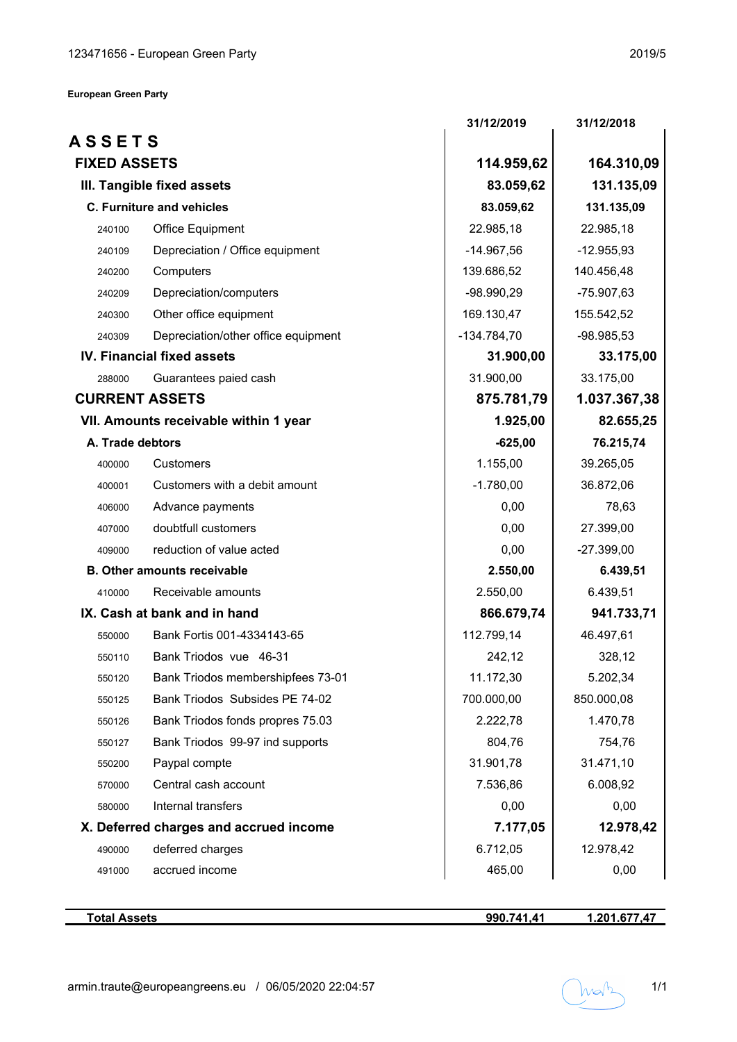**European Green Party**

| | | 31/12/2019 | 31/12/2018 |
|---|---|---|---|
| **ASSETS** | | | |
| **FIXED ASSETS** | | **114.959,62** | **164.310,09** |
| **III. Tangible fixed assets** | | **83.059,62** | **131.135,09** |
| **C. Furniture and vehicles** | | **83.059,62** | **131.135,09** |
| 240100 | Office Equipment | 22.985,18 | 22.985,18 |
| 240109 | Depreciation / Office equipment | -14.967,56 | -12.955,93 |
| 240200 | Computers | 139.686,52 | 140.456,48 |
| 240209 | Depreciation/computers | -98.990,29 | -75.907,63 |
| 240300 | Other office equipment | 169.130,47 | 155.542,52 |
| 240309 | Depreciation/other office equipment | -134.784,70 | -98.985,53 |
| **IV. Financial fixed assets** | | **31.900,00** | **33.175,00** |
| 288000 | Guarantees paied cash | 31.900,00 | 33.175,00 |
| **CURRENT ASSETS** | | **875.781,79** | **1.037.367,38** |
| **VII. Amounts receivable within 1 year** | | **1.925,00** | **82.655,25** |
| **A. Trade debtors** | | **-625,00** | **76.215,74** |
| 400000 | Customers | 1.155,00 | 39.265,05 |
| 400001 | Customers with a debit amount | -1.780,00 | 36.872,06 |
| 406000 | Advance payments | 0,00 | 78,63 |
| 407000 | doubtfull customers | 0,00 | 27.399,00 |
| 409000 | reduction of value acted | 0,00 | -27.399,00 |
| **B. Other amounts receivable** | | **2.550,00** | **6.439,51** |
| 410000 | Receivable amounts | 2.550,00 | 6.439,51 |
| **IX. Cash at bank and in hand** | | **866.679,74** | **941.733,71** |
| 550000 | Bank Fortis 001-4334143-65 | 112.799,14 | 46.497,61 |
| 550110 | Bank Triodos vue 46-31 | 242,12 | 328,12 |
| 550120 | Bank Triodos membershipfees 73-01 | 11.172,30 | 5.202,34 |
| 550125 | Bank Triodos Subsides PE 74-02 | 700.000,00 | 850.000,08 |
| 550126 | Bank Triodos fonds propres 75.03 | 2.222,78 | 1.470,78 |
| 550127 | Bank Triodos 99-97 ind supports | 804,76 | 754,76 |
| 550200 | Paypal compte | 31.901,78 | 31.471,10 |
| 570000 | Central cash account | 7.536,86 | 6.008,92 |
| 580000 | Internal transfers | 0,00 | 0,00 |
| **X. Deferred charges and accrued income** | | **7.177,05** | **12.978,42** |
| 490000 | deferred charges | 6.712,05 | 12.978,42 |
| 491000 | accrued income | 465,00 | 0,00 |
| **Total Assets** | | **990.741,41** | **1.201.677,47** |

armin.traute@europeangreens.eu / 06/05/2020 22:04:57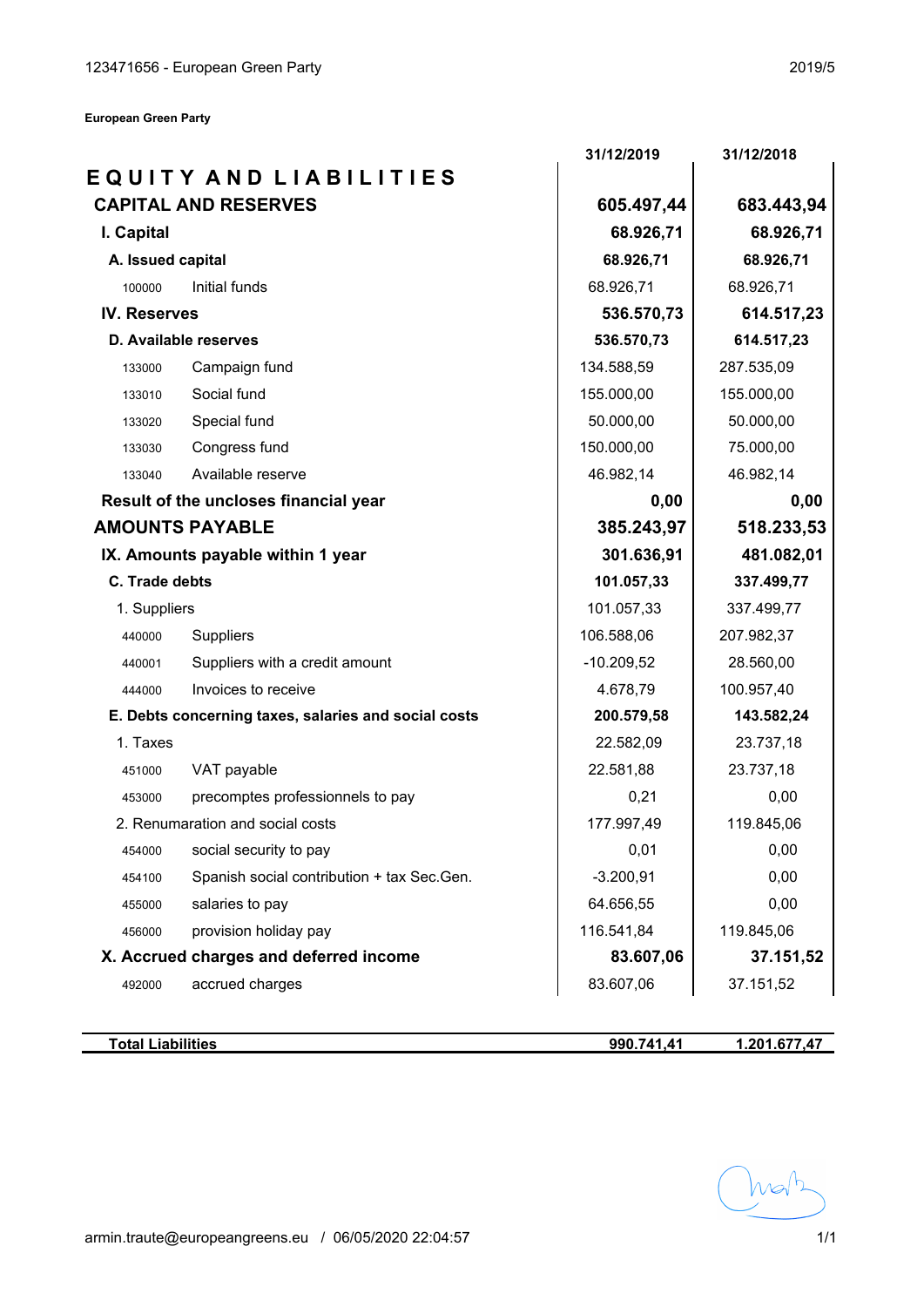**European Green Party**

| | | 31/12/2019 | 31/12/2018 |
|---|---|---|---|
| **EQUITY AND LIABILITIES** | | | |
| **CAPITAL AND RESERVES** | | **605.497,44** | **683.443,94** |
| **I. Capital** | | **68.926,71** | **68.926,71** |
| **A. Issued capital** | | **68.926,71** | **68.926,71** |
| 100000 | Initial funds | 68.926,71 | 68.926,71 |
| **IV. Reserves** | | **536.570,73** | **614.517,23** |
| **D. Available reserves** | | **536.570,73** | **614.517,23** |
| 133000 | Campaign fund | 134.588,59 | 287.535,09 |
| 133010 | Social fund | 155.000,00 | 155.000,00 |
| 133020 | Special fund | 50.000,00 | 50.000,00 |
| 133030 | Congress fund | 150.000,00 | 75.000,00 |
| 133040 | Available reserve | 46.982,14 | 46.982,14 |
| **Result of the uncloses financial year** | | **0,00** | **0,00** |
| **AMOUNTS PAYABLE** | | **385.243,97** | **518.233,53** |
| **IX. Amounts payable within 1 year** | | **301.636,91** | **481.082,01** |
| **C. Trade debts** | | **101.057,33** | **337.499,77** |
| 1. Suppliers | | 101.057,33 | 337.499,77 |
| 440000 | Suppliers | 106.588,06 | 207.982,37 |
| 440001 | Suppliers with a credit amount | -10.209,52 | 28.560,00 |
| 444000 | Invoices to receive | 4.678,79 | 100.957,40 |
| **E. Debts concerning taxes, salaries and social costs** | | **200.579,58** | **143.582,24** |
| 1. Taxes | | 22.582,09 | 23.737,18 |
| 451000 | VAT payable | 22.581,88 | 23.737,18 |
| 453000 | precomptes professionnels to pay | 0,21 | 0,00 |
| 2. Renumaration and social costs | | 177.997,49 | 119.845,06 |
| 454000 | social security to pay | 0,01 | 0,00 |
| 454100 | Spanish social contribution + tax Sec.Gen. | -3.200,91 | 0,00 |
| 455000 | salaries to pay | 64.656,55 | 0,00 |
| 456000 | provision holiday pay | 116.541,84 | 119.845,06 |
| **X. Accrued charges and deferred income** | | **83.607,06** | **37.151,52** |
| 492000 | accrued charges | 83.607,06 | 37.151,52 |
| **Total Liabilities** | | **990.741,41** | **1.201.677,47** |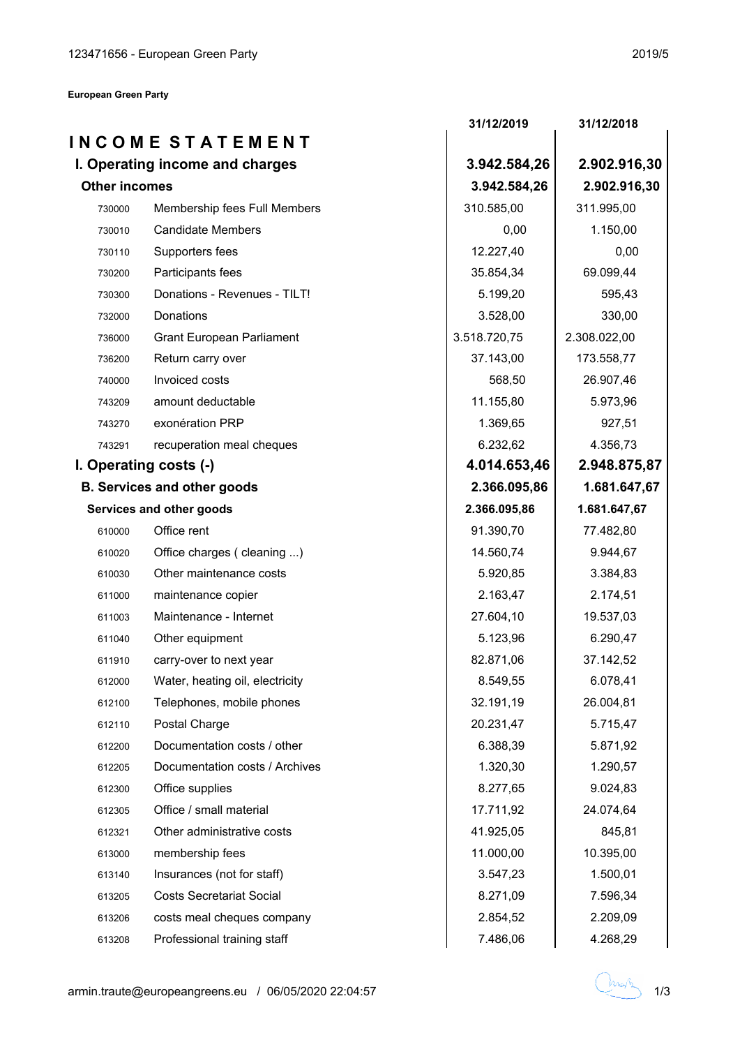**European Green Party**

# INCOME STATEMENT

| | | 31/12/2019 | 31/12/2018 |
|---|---|---|---|
| **I. Operating income and charges** | | **3.942.584,26** | **2.902.916,30** |
| **Other incomes** | | **3.942.584,26** | **2.902.916,30** |
| 730000 | Membership fees Full Members | 310.585,00 | 311.995,00 |
| 730010 | Candidate Members | 0,00 | 1.150,00 |
| 730110 | Supporters fees | 12.227,40 | 0,00 |
| 730200 | Participants fees | 35.854,34 | 69.099,44 |
| 730300 | Donations - Revenues - TILT! | 5.199,20 | 595,43 |
| 732000 | Donations | 3.528,00 | 330,00 |
| 736000 | Grant European Parliament | 3.518.720,75 | 2.308.022,00 |
| 736200 | Return carry over | 37.143,00 | 173.558,77 |
| 740000 | Invoiced costs | 568,50 | 26.907,46 |
| 743209 | amount deductable | 11.155,80 | 5.973,96 |
| 743270 | exonération PRP | 1.369,65 | 927,51 |
| 743291 | recuperation meal cheques | 6.232,62 | 4.356,73 |
| **I. Operating costs (-)** | | **4.014.653,46** | **2.948.875,87** |
| **B. Services and other goods** | | **2.366.095,86** | **1.681.647,67** |
| **Services and other goods** | | **2.366.095,86** | **1.681.647,67** |
| 610000 | Office rent | 91.390,70 | 77.482,80 |
| 610020 | Office charges ( cleaning ...) | 14.560,74 | 9.944,67 |
| 610030 | Other maintenance costs | 5.920,85 | 3.384,83 |
| 611000 | maintenance copier | 2.163,47 | 2.174,51 |
| 611003 | Maintenance - Internet | 27.604,10 | 19.537,03 |
| 611040 | Other equipment | 5.123,96 | 6.290,47 |
| 611910 | carry-over to next year | 82.871,06 | 37.142,52 |
| 612000 | Water, heating oil, electricity | 8.549,55 | 6.078,41 |
| 612100 | Telephones, mobile phones | 32.191,19 | 26.004,81 |
| 612110 | Postal Charge | 20.231,47 | 5.715,47 |
| 612200 | Documentation costs / other | 6.388,39 | 5.871,92 |
| 612205 | Documentation costs / Archives | 1.320,30 | 1.290,57 |
| 612300 | Office supplies | 8.277,65 | 9.024,83 |
| 612305 | Office / small material | 17.711,92 | 24.074,64 |
| 612321 | Other administrative costs | 41.925,05 | 845,81 |
| 613000 | membership fees | 11.000,00 | 10.395,00 |
| 613140 | Insurances (not for staff) | 3.547,23 | 1.500,01 |
| 613205 | Costs Secretariat Social | 8.271,09 | 7.596,34 |
| 613206 | costs meal cheques company | 2.854,52 | 2.209,09 |
| 613208 | Professional training staff | 7.486,06 | 4.268,29 |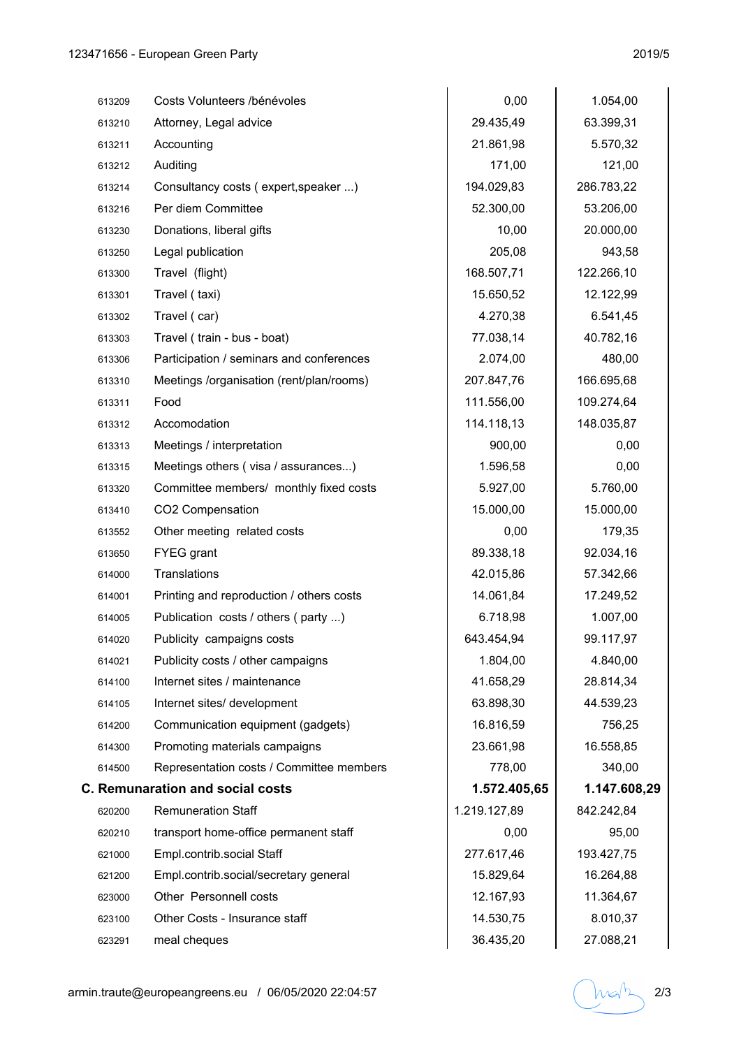| | | | |
|---|---|---|---|
| 613209 | Costs Volunteers /bénévoles | 0,00 | 1.054,00 |
| 613210 | Attorney, Legal advice | 29.435,49 | 63.399,31 |
| 613211 | Accounting | 21.861,98 | 5.570,32 |
| 613212 | Auditing | 171,00 | 121,00 |
| 613214 | Consultancy costs ( expert,speaker ...) | 194.029,83 | 286.783,22 |
| 613216 | Per diem Committee | 52.300,00 | 53.206,00 |
| 613230 | Donations, liberal gifts | 10,00 | 20.000,00 |
| 613250 | Legal publication | 205,08 | 943,58 |
| 613300 | Travel (flight) | 168.507,71 | 122.266,10 |
| 613301 | Travel ( taxi) | 15.650,52 | 12.122,99 |
| 613302 | Travel ( car) | 4.270,38 | 6.541,45 |
| 613303 | Travel ( train - bus - boat) | 77.038,14 | 40.782,16 |
| 613306 | Participation / seminars and conferences | 2.074,00 | 480,00 |
| 613310 | Meetings /organisation (rent/plan/rooms) | 207.847,76 | 166.695,68 |
| 613311 | Food | 111.556,00 | 109.274,64 |
| 613312 | Accomodation | 114.118,13 | 148.035,87 |
| 613313 | Meetings / interpretation | 900,00 | 0,00 |
| 613315 | Meetings others ( visa / assurances...) | 1.596,58 | 0,00 |
| 613320 | Committee members/ monthly fixed costs | 5.927,00 | 5.760,00 |
| 613410 | CO2 Compensation | 15.000,00 | 15.000,00 |
| 613552 | Other meeting related costs | 0,00 | 179,35 |
| 613650 | FYEG grant | 89.338,18 | 92.034,16 |
| 614000 | Translations | 42.015,86 | 57.342,66 |
| 614001 | Printing and reproduction / others costs | 14.061,84 | 17.249,52 |
| 614005 | Publication costs / others ( party ...) | 6.718,98 | 1.007,00 |
| 614020 | Publicity campaigns costs | 643.454,94 | 99.117,97 |
| 614021 | Publicity costs / other campaigns | 1.804,00 | 4.840,00 |
| 614100 | Internet sites / maintenance | 41.658,29 | 28.814,34 |
| 614105 | Internet sites/ development | 63.898,30 | 44.539,23 |
| 614200 | Communication equipment (gadgets) | 16.816,59 | 756,25 |
| 614300 | Promoting materials campaigns | 23.661,98 | 16.558,85 |
| 614500 | Representation costs / Committee members | 778,00 | 340,00 |
| **C. Remunaration and social costs** | | **1.572.405,65** | **1.147.608,29** |
| 620200 | Remuneration Staff | 1.219.127,89 | 842.242,84 |
| 620210 | transport home-office permanent staff | 0,00 | 95,00 |
| 621000 | Empl.contrib.social Staff | 277.617,46 | 193.427,75 |
| 621200 | Empl.contrib.social/secretary general | 15.829,64 | 16.264,88 |
| 623000 | Other Personnell costs | 12.167,93 | 11.364,67 |
| 623100 | Other Costs - Insurance staff | 14.530,75 | 8.010,37 |
| 623291 | meal cheques | 36.435,20 | 27.088,21 |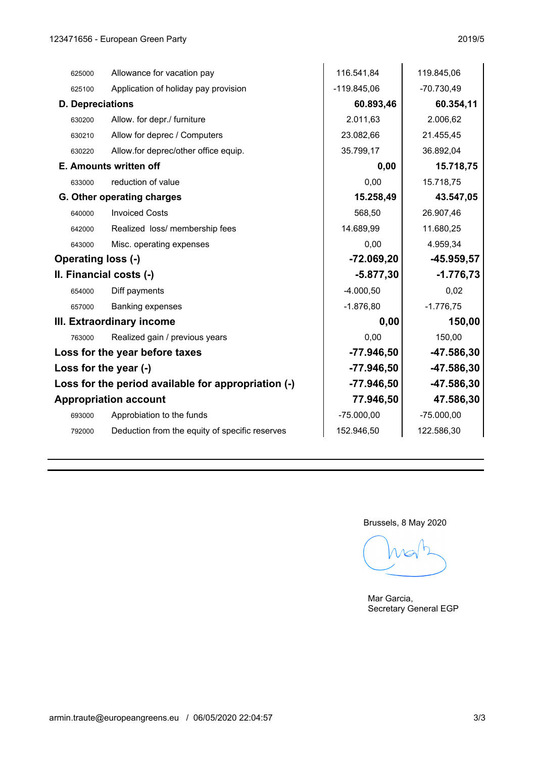| Code | Item | 2019 | 2018 |
|---|---|---|---|
| 625000 | Allowance for vacation pay | 116.541,84 | 119.845,06 |
| 625100 | Application of holiday pay provision | -119.845,06 | -70.730,49 |
| | **D. Depreciations** | **60.893,46** | **60.354,11** |
| 630200 | Allow. for depr./ furniture | 2.011,63 | 2.006,62 |
| 630210 | Allow for deprec / Computers | 23.082,66 | 21.455,45 |
| 630220 | Allow.for deprec/other office equip. | 35.799,17 | 36.892,04 |
| | **E. Amounts written off** | **0,00** | **15.718,75** |
| 633000 | reduction of value | 0,00 | 15.718,75 |
| | **G. Other operating charges** | **15.258,49** | **43.547,05** |
| 640000 | Invoiced Costs | 568,50 | 26.907,46 |
| 642000 | Realized loss/ membership fees | 14.689,99 | 11.680,25 |
| 643000 | Misc. operating expenses | 0,00 | 4.959,34 |
| | **Operating loss (-)** | **-72.069,20** | **-45.959,57** |
| | **II. Financial costs (-)** | **-5.877,30** | **-1.776,73** |
| 654000 | Diff payments | -4.000,50 | 0,02 |
| 657000 | Banking expenses | -1.876,80 | -1.776,75 |
| | **III. Extraordinary income** | **0,00** | **150,00** |
| 763000 | Realized gain / previous years | 0,00 | 150,00 |
| | **Loss for the year before taxes** | **-77.946,50** | **-47.586,30** |
| | **Loss for the year (-)** | **-77.946,50** | **-47.586,30** |
| | **Loss for the period available for appropriation (-)** | **-77.946,50** | **-47.586,30** |
| | **Appropriation account** | **77.946,50** | **47.586,30** |
| 693000 | Approbiation to the funds | -75.000,00 | -75.000,00 |
| 792000 | Deduction from the equity of specific reserves | 152.946,50 | 122.586,30 |

Brussels, 8 May 2020

Mar Garcia,
Secretary General EGP